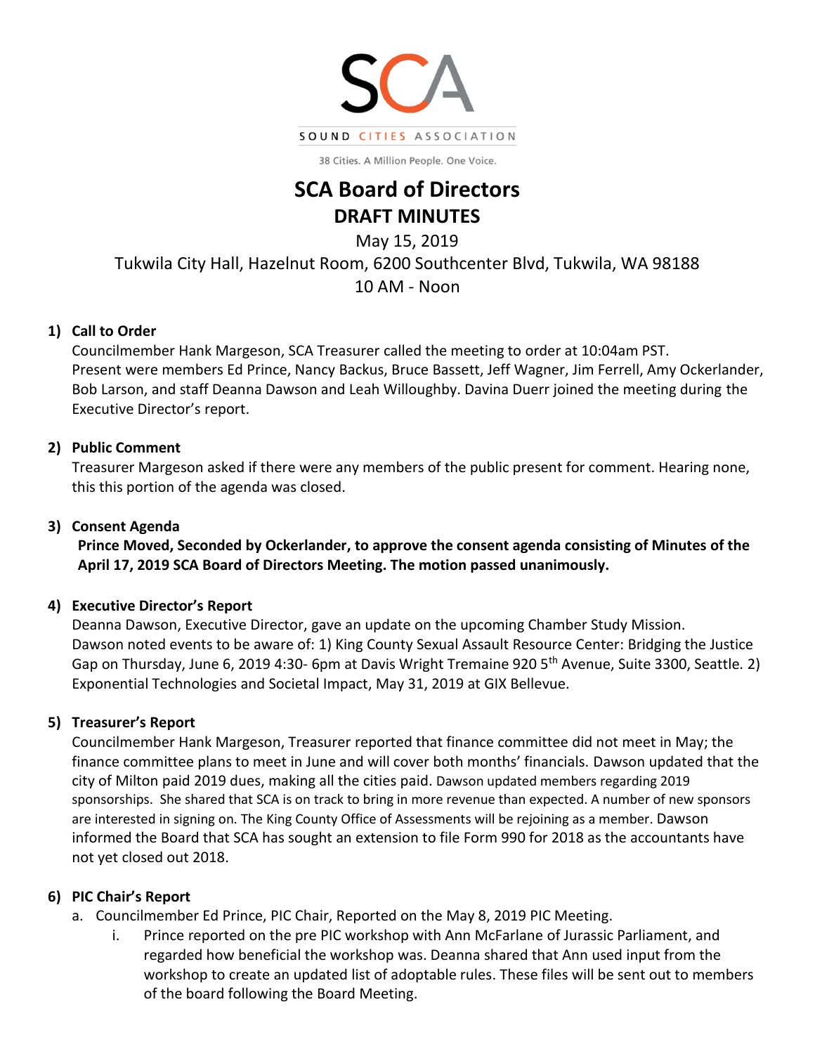SOUND CITIES ASSOCIATION

38 Cities. A Million People. One Voice.

# SCA Board of Directors
## DRAFT MINUTES

May 15, 2019
Tukwila City Hall, Hazelnut Room, 6200 Southcenter Blvd, Tukwila, WA 98188
10 AM - Noon

### 1) Call to Order

Councilmember Hank Margeson, SCA Treasurer called the meeting to order at 10:04am PST. Present were members Ed Prince, Nancy Backus, Bruce Bassett, Jeff Wagner, Jim Ferrell, Amy Ockerlander, Bob Larson, and staff Deanna Dawson and Leah Willoughby. Davina Duerr joined the meeting during the Executive Director's report.

### 2) Public Comment

Treasurer Margeson asked if there were any members of the public present for comment. Hearing none, this this portion of the agenda was closed.

### 3) Consent Agenda

**Prince Moved, Seconded by Ockerlander, to approve the consent agenda consisting of Minutes of the April 17, 2019 SCA Board of Directors Meeting. The motion passed unanimously.**

### 4) Executive Director's Report

Deanna Dawson, Executive Director, gave an update on the upcoming Chamber Study Mission. Dawson noted events to be aware of: 1) King County Sexual Assault Resource Center: Bridging the Justice Gap on Thursday, June 6, 2019 4:30- 6pm at Davis Wright Tremaine 920 5th Avenue, Suite 3300, Seattle. 2) Exponential Technologies and Societal Impact, May 31, 2019 at GIX Bellevue.

### 5) Treasurer's Report

Councilmember Hank Margeson, Treasurer reported that finance committee did not meet in May; the finance committee plans to meet in June and will cover both months' financials. Dawson updated that the city of Milton paid 2019 dues, making all the cities paid. Dawson updated members regarding 2019 sponsorships. She shared that SCA is on track to bring in more revenue than expected. A number of new sponsors are interested in signing on. The King County Office of Assessments will be rejoining as a member. Dawson informed the Board that SCA has sought an extension to file Form 990 for 2018 as the accountants have not yet closed out 2018.

### 6) PIC Chair's Report

a. Councilmember Ed Prince, PIC Chair, Reported on the May 8, 2019 PIC Meeting.
   i. Prince reported on the pre PIC workshop with Ann McFarlane of Jurassic Parliament, and regarded how beneficial the workshop was. Deanna shared that Ann used input from the workshop to create an updated list of adoptable rules. These files will be sent out to members of the board following the Board Meeting.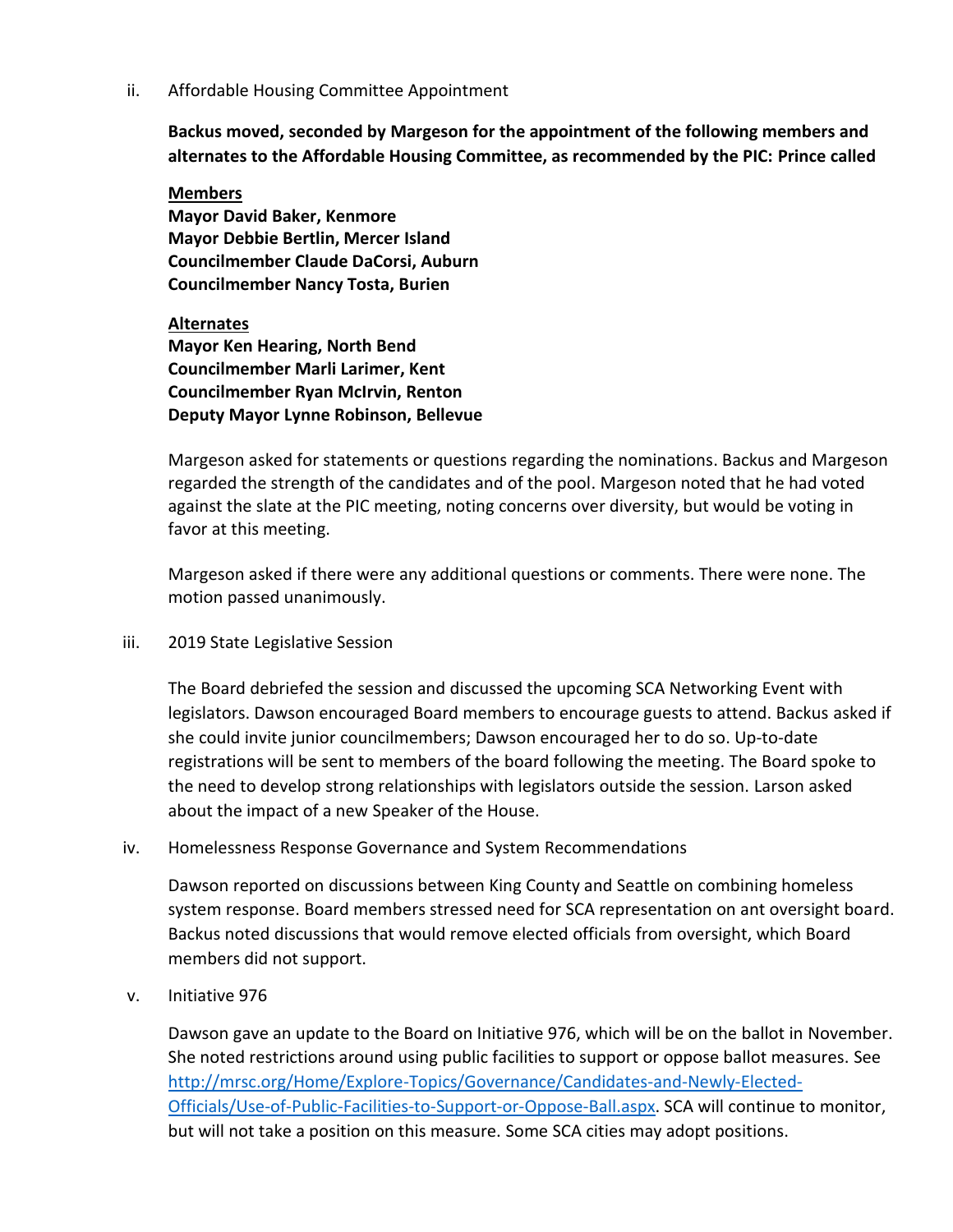ii. Affordable Housing Committee Appointment

**Backus moved, seconded by Margeson for the appointment of the following members and alternates to the Affordable Housing Committee, as recommended by the PIC: Prince called**

**<u>Members</u>**
**Mayor David Baker, Kenmore**
**Mayor Debbie Bertlin, Mercer Island**
**Councilmember Claude DaCorsi, Auburn**
**Councilmember Nancy Tosta, Burien**

**<u>Alternates</u>**
**Mayor Ken Hearing, North Bend**
**Councilmember Marli Larimer, Kent**
**Councilmember Ryan McIrvin, Renton**
**Deputy Mayor Lynne Robinson, Bellevue**

Margeson asked for statements or questions regarding the nominations. Backus and Margeson regarded the strength of the candidates and of the pool. Margeson noted that he had voted against the slate at the PIC meeting, noting concerns over diversity, but would be voting in favor at this meeting.

Margeson asked if there were any additional questions or comments. There were none. The motion passed unanimously.

iii. 2019 State Legislative Session

The Board debriefed the session and discussed the upcoming SCA Networking Event with legislators. Dawson encouraged Board members to encourage guests to attend. Backus asked if she could invite junior councilmembers; Dawson encouraged her to do so. Up-to-date registrations will be sent to members of the board following the meeting. The Board spoke to the need to develop strong relationships with legislators outside the session. Larson asked about the impact of a new Speaker of the House.

iv. Homelessness Response Governance and System Recommendations

Dawson reported on discussions between King County and Seattle on combining homeless system response. Board members stressed need for SCA representation on ant oversight board. Backus noted discussions that would remove elected officials from oversight, which Board members did not support.

v. Initiative 976

Dawson gave an update to the Board on Initiative 976, which will be on the ballot in November. She noted restrictions around using public facilities to support or oppose ballot measures. See [http://mrsc.org/Home/Explore-Topics/Governance/Candidates-and-Newly-Elected-Officials/Use-of-Public-Facilities-to-Support-or-Oppose-Ball.aspx](http://mrsc.org/Home/Explore-Topics/Governance/Candidates-and-Newly-Elected-Officials/Use-of-Public-Facilities-to-Support-or-Oppose-Ball.aspx). SCA will continue to monitor, but will not take a position on this measure. Some SCA cities may adopt positions.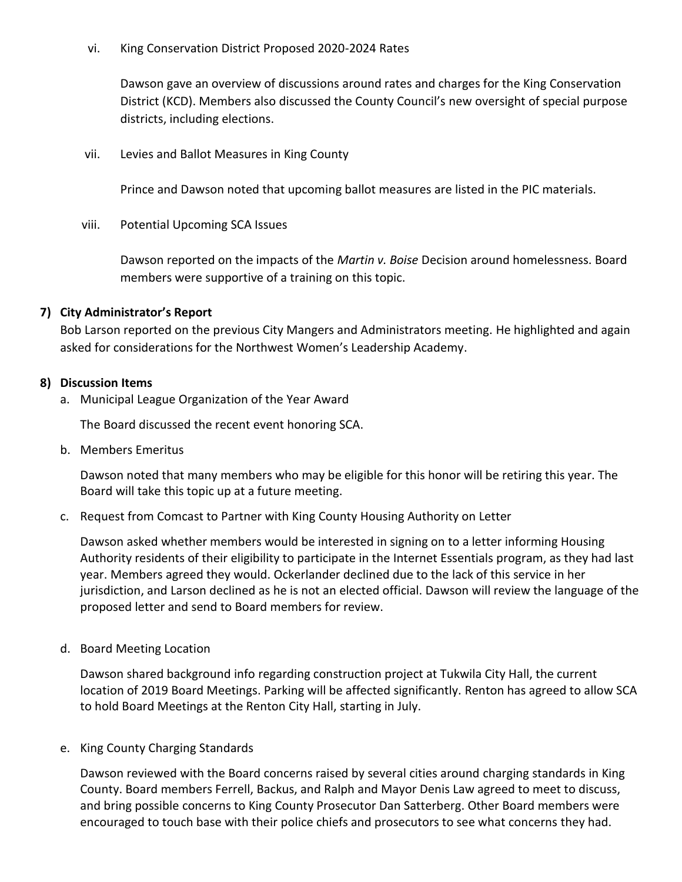vi. King Conservation District Proposed 2020-2024 Rates

Dawson gave an overview of discussions around rates and charges for the King Conservation District (KCD). Members also discussed the County Council's new oversight of special purpose districts, including elections.

vii. Levies and Ballot Measures in King County

Prince and Dawson noted that upcoming ballot measures are listed in the PIC materials.

viii. Potential Upcoming SCA Issues

Dawson reported on the impacts of the *Martin v. Boise* Decision around homelessness. Board members were supportive of a training on this topic.

**7) City Administrator's Report**

Bob Larson reported on the previous City Mangers and Administrators meeting. He highlighted and again asked for considerations for the Northwest Women's Leadership Academy.

**8) Discussion Items**

a. Municipal League Organization of the Year Award

The Board discussed the recent event honoring SCA.

b. Members Emeritus

Dawson noted that many members who may be eligible for this honor will be retiring this year. The Board will take this topic up at a future meeting.

c. Request from Comcast to Partner with King County Housing Authority on Letter

Dawson asked whether members would be interested in signing on to a letter informing Housing Authority residents of their eligibility to participate in the Internet Essentials program, as they had last year. Members agreed they would. Ockerlander declined due to the lack of this service in her jurisdiction, and Larson declined as he is not an elected official. Dawson will review the language of the proposed letter and send to Board members for review.

d. Board Meeting Location

Dawson shared background info regarding construction project at Tukwila City Hall, the current location of 2019 Board Meetings. Parking will be affected significantly. Renton has agreed to allow SCA to hold Board Meetings at the Renton City Hall, starting in July.

e. King County Charging Standards

Dawson reviewed with the Board concerns raised by several cities around charging standards in King County. Board members Ferrell, Backus, and Ralph and Mayor Denis Law agreed to meet to discuss, and bring possible concerns to King County Prosecutor Dan Satterberg. Other Board members were encouraged to touch base with their police chiefs and prosecutors to see what concerns they had.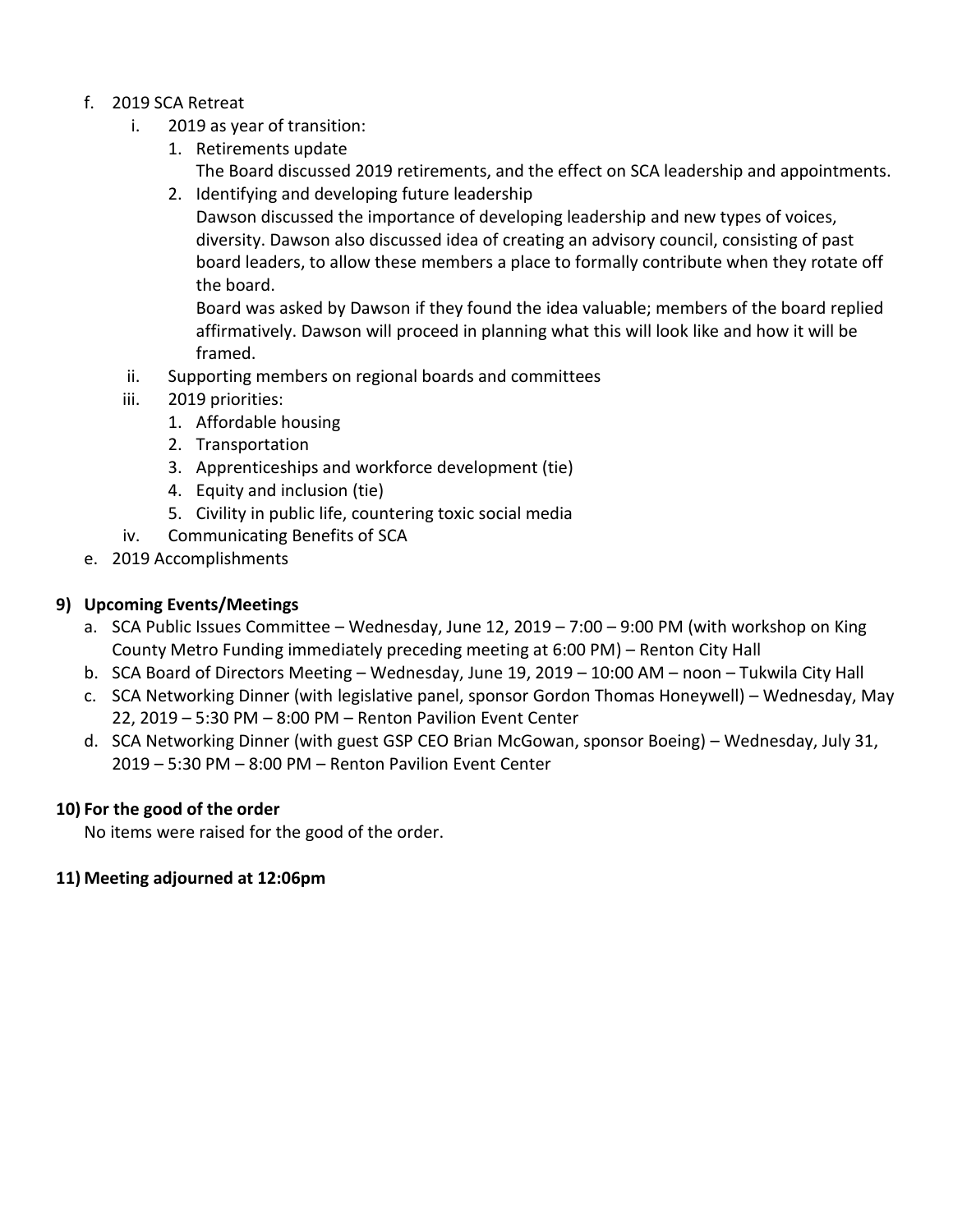f. 2019 SCA Retreat
   i. 2019 as year of transition:
      1. Retirements update
         The Board discussed 2019 retirements, and the effect on SCA leadership and appointments.
      2. Identifying and developing future leadership
         Dawson discussed the importance of developing leadership and new types of voices, diversity. Dawson also discussed idea of creating an advisory council, consisting of past board leaders, to allow these members a place to formally contribute when they rotate off the board.
         Board was asked by Dawson if they found the idea valuable; members of the board replied affirmatively. Dawson will proceed in planning what this will look like and how it will be framed.
   ii. Supporting members on regional boards and committees
   iii. 2019 priorities:
      1. Affordable housing
      2. Transportation
      3. Apprenticeships and workforce development (tie)
      4. Equity and inclusion (tie)
      5. Civility in public life, countering toxic social media
   iv. Communicating Benefits of SCA

e. 2019 Accomplishments

**9) Upcoming Events/Meetings**

a. SCA Public Issues Committee – Wednesday, June 12, 2019 – 7:00 – 9:00 PM (with workshop on King County Metro Funding immediately preceding meeting at 6:00 PM) – Renton City Hall
b. SCA Board of Directors Meeting – Wednesday, June 19, 2019 – 10:00 AM – noon – Tukwila City Hall
c. SCA Networking Dinner (with legislative panel, sponsor Gordon Thomas Honeywell) – Wednesday, May 22, 2019 – 5:30 PM – 8:00 PM – Renton Pavilion Event Center
d. SCA Networking Dinner (with guest GSP CEO Brian McGowan, sponsor Boeing) – Wednesday, July 31, 2019 – 5:30 PM – 8:00 PM – Renton Pavilion Event Center

**10) For the good of the order**

No items were raised for the good of the order.

**11) Meeting adjourned at 12:06pm**